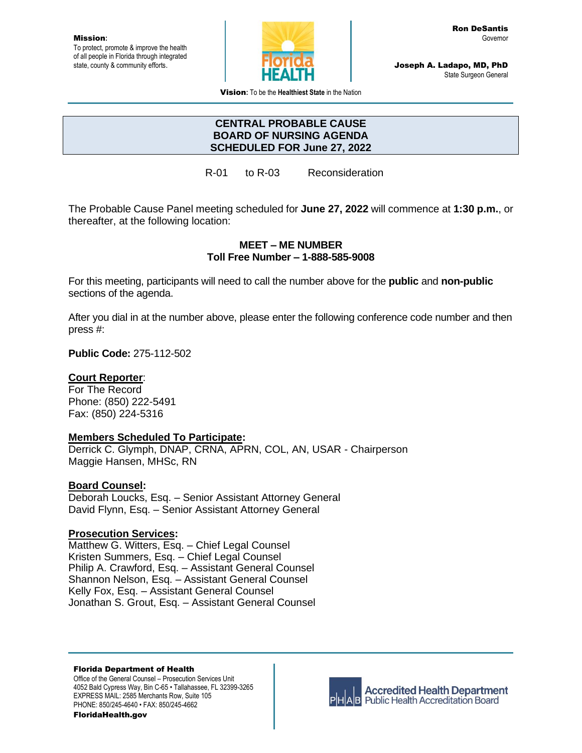**Mission**:
To protect, promote & improve the health of all people in Florida through integrated state, county & community efforts.

**Ron DeSantis**
Governor

**Joseph A. Ladapo, MD, PhD**
State Surgeon General

**Vision:** To be the **Healthiest State** in the Nation

# CENTRAL PROBABLE CAUSE
# BOARD OF NURSING AGENDA
# SCHEDULED FOR June 27, 2022

R-01 to R-03 Reconsideration

The Probable Cause Panel meeting scheduled for **June 27, 2022** will commence at **1:30 p.m.**, or thereafter, at the following location:

**MEET – ME NUMBER**
**Toll Free Number – 1-888-585-9008**

For this meeting, participants will need to call the number above for the **public** and **non-public** sections of the agenda.

After you dial in at the number above, please enter the following conference code number and then press #:

**Public Code:** 275-112-502

**Court Reporter**:
For The Record
Phone: (850) 222-5491
Fax: (850) 224-5316

**Members Scheduled To Participate:**
Derrick C. Glymph, DNAP, CRNA, APRN, COL, AN, USAR - Chairperson
Maggie Hansen, MHSc, RN

**Board Counsel:**
Deborah Loucks, Esq. – Senior Assistant Attorney General
David Flynn, Esq. – Senior Assistant Attorney General

**Prosecution Services:**
Matthew G. Witters, Esq. – Chief Legal Counsel
Kristen Summers, Esq. – Chief Legal Counsel
Philip A. Crawford, Esq. – Assistant General Counsel
Shannon Nelson, Esq. – Assistant General Counsel
Kelly Fox, Esq. – Assistant General Counsel
Jonathan S. Grout, Esq. – Assistant General Counsel

**Florida Department of Health**
Office of the General Counsel – Prosecution Services Unit
4052 Bald Cypress Way, Bin C-65 • Tallahassee, FL 32399-3265
EXPRESS MAIL: 2585 Merchants Row, Suite 105
PHONE: 850/245-4640 • FAX: 850/245-4662
**FloridaHealth.gov**

Accredited Health Department
Public Health Accreditation Board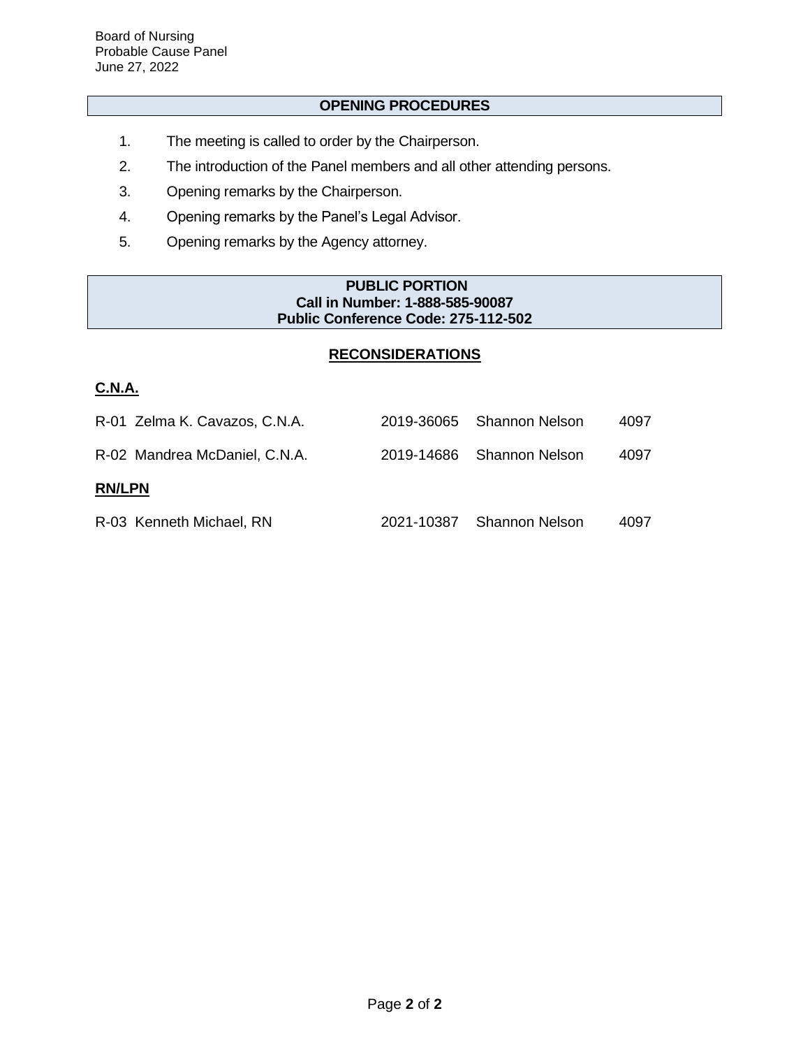Board of Nursing
Probable Cause Panel
June 27, 2022

## OPENING PROCEDURES

1. The meeting is called to order by the Chairperson.
2. The introduction of the Panel members and all other attending persons.
3. Opening remarks by the Chairperson.
4. Opening remarks by the Panel's Legal Advisor.
5. Opening remarks by the Agency attorney.

## PUBLIC PORTION
**Call in Number: 1-888-585-90087**
**Public Conference Code: 275-112-502**

### RECONSIDERATIONS

**C.N.A.**

| | | | |
|---|---|---|---|
| R-01 Zelma K. Cavazos, C.N.A. | 2019-36065 | Shannon Nelson | 4097 |
| R-02 Mandrea McDaniel, C.N.A. | 2019-14686 | Shannon Nelson | 4097 |

**RN/LPN**

| | | | |
|---|---|---|---|
| R-03 Kenneth Michael, RN | 2021-10387 | Shannon Nelson | 4097 |